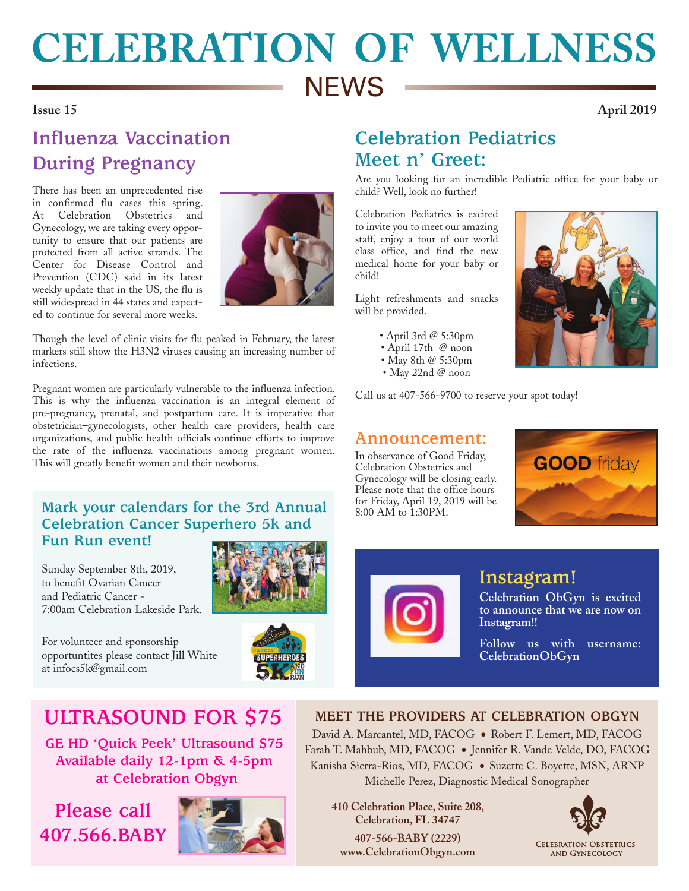# CELEBRATION OF WELLNESS

## NEWS

**Issue 15** **April 2019**

## Influenza Vaccination During Pregnancy

There has been an unprecedented rise in confirmed flu cases this spring. At Celebration Obstetrics and Gynecology, we are taking every opportunity to ensure that our patients are protected from all active strands. The Center for Disease Control and Prevention (CDC) said in its latest weekly update that in the US, the flu is still widespread in 44 states and expected to continue for several more weeks.

Though the level of clinic visits for flu peaked in February, the latest markers still show the H3N2 viruses causing an increasing number of infections.

Pregnant women are particularly vulnerable to the influenza infection. This is why the influenza vaccination is an integral element of pre-pregnancy, prenatal, and postpartum care. It is imperative that obstetrician–gynecologists, other health care providers, health care organizations, and public health officials continue efforts to improve the rate of the influenza vaccinations among pregnant women. This will greatly benefit women and their newborns.

### Mark your calendars for the 3rd Annual Celebration Cancer Superhero 5k and Fun Run event!

Sunday September 8th, 2019, to benefit Ovarian Cancer and Pediatric Cancer - 7:00am Celebration Lakeside Park.

For volunteer and sponsorship opportuntites please contact Jill White at infocs5k@gmail.com

## Celebration Pediatrics Meet n' Greet:

Are you looking for an incredible Pediatric office for your baby or child? Well, look no further!

Celebration Pediatrics is excited to invite you to meet our amazing staff, enjoy a tour of our world class office, and find the new medical home for your baby or child!

Light refreshments and snacks will be provided.

- April 3rd @ 5:30pm
- April 17th @ noon
- May 8th @ 5:30pm
- May 22nd @ noon

Call us at 407-566-9700 to reserve your spot today!

## Announcement:

In observance of Good Friday, Celebration Obstetrics and Gynecology will be closing early. Please note that the office hours for Friday, April 19, 2019 will be 8:00 AM to 1:30PM.

## Instagram!

**Celebration ObGyn is excited to announce that we are now on Instagram!!**

**Follow us with username: CelebrationObGyn**

## ULTRASOUND FOR $75

**GE HD 'Quick Peek' Ultrasound $75**
**Available daily 12-1pm & 4-5pm at Celebration Obgyn**

**Please call 407.566.BABY**

## MEET THE PROVIDERS AT CELEBRATION OBGYN

David A. Marcantel, MD, FACOG • Robert F. Lemert, MD, FACOG
Farah T. Mahbub, MD, FACOG • Jennifer R. Vande Velde, DO, FACOG
Kanisha Sierra-Rios, MD, FACOG • Suzette C. Boyette, MSN, ARNP
Michelle Perez, Diagnostic Medical Sonographer

**410 Celebration Place, Suite 208, Celebration, FL 34747**

**407-566-BABY (2229)**
**www.CelebrationObgyn.com**

Celebration Obstetrics and Gynecology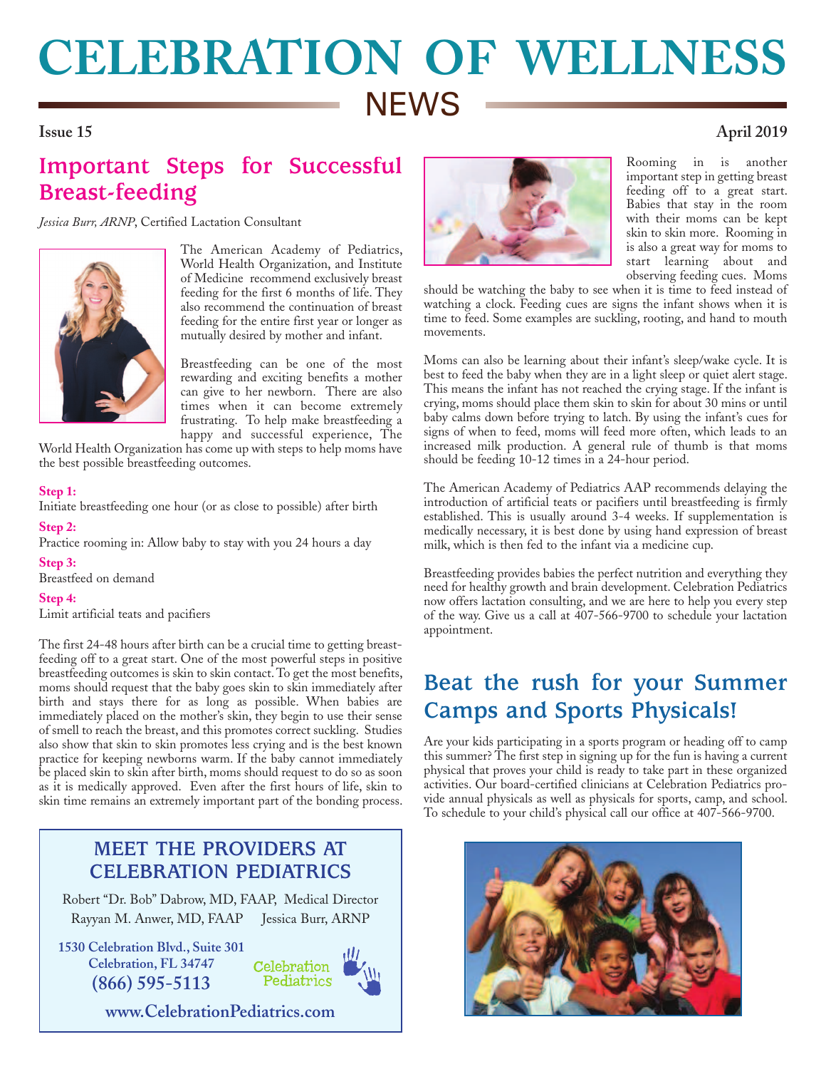// Model call failed (RemoteProtocolError: peer closed connection without sending complete message body: incomplete chunked read)